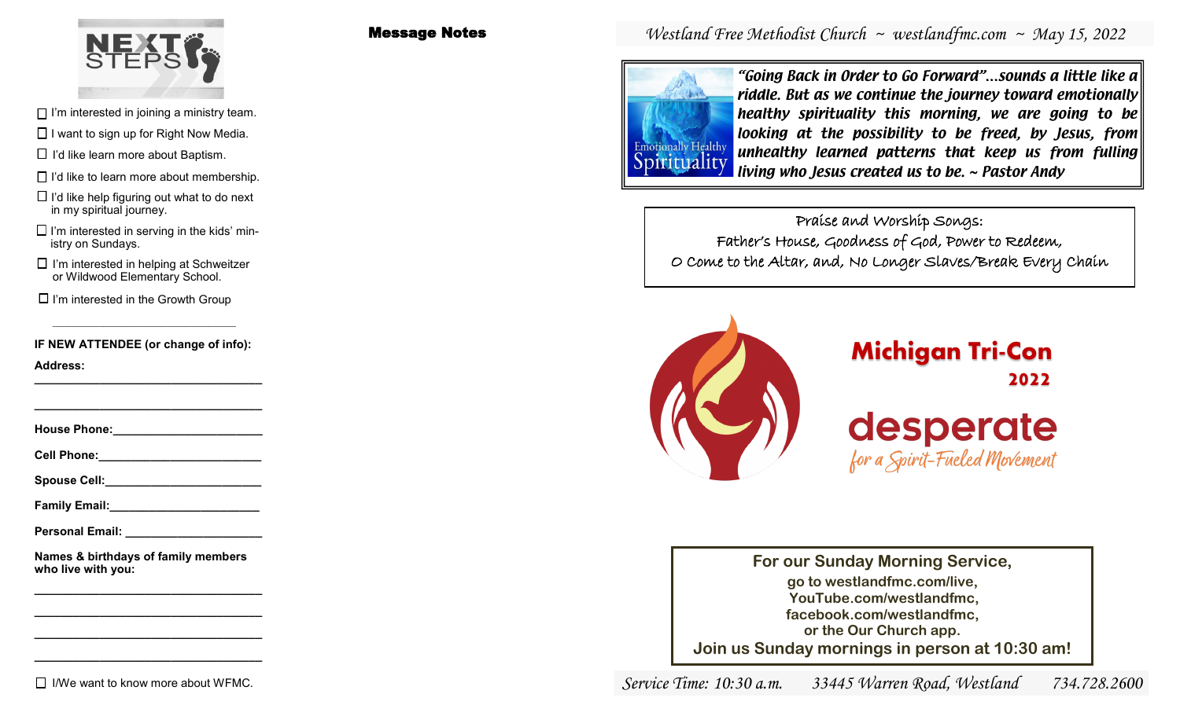# NEXT STEPS

- ☐ I'm interested in joining a ministry team.
- ☐ I want to sign up for Right Now Media.
- ☐ I'd like learn more about Baptism.
- ☐ I'd like to learn more about membership.
- ☐ I'd like help figuring out what to do next in my spiritual journey.
- ☐ I'm interested in serving in the kids' ministry on Sundays.
- ☐ I'm interested in helping at Schweitzer or Wildwood Elementary School.
- ☐ I'm interested in the Growth Group

___________________________

**IF NEW ATTENDEE (or change of info):**

**Address:**

________________________________

________________________________

**House Phone:**______________________

**Cell Phone:**________________________

**Spouse Cell:**_______________________

**Family Email:**______________________

**Personal Email:** ____________________

**Names & birthdays of family members who live with you:**

________________________________

________________________________

________________________________

________________________________

☐ I/We want to know more about WFMC.

## Message Notes

*Westland Free Methodist Church ~ westlandfmc.com ~ May 15, 2022*

Emotionally Healthy Spirituality

***"Going Back in Order to Go Forward"…sounds a little like a riddle. But as we continue the journey toward emotionally healthy spirituality this morning, we are going to be looking at the possibility to be freed, by Jesus, from unhealthy learned patterns that keep us from fulling living who Jesus created us to be. ~ Pastor Andy***

Praise and Worship Songs:
Father's House, Goodness of God, Power to Redeem,
O Come to the Altar, and, No Longer Slaves/Break Every Chain

**Michigan Tri-Con 2022**

**desperate**
*for a Spirit-Fueled Movement*

**For our Sunday Morning Service,**
**go to westlandfmc.com/live,**
**YouTube.com/westlandfmc,**
**facebook.com/westlandfmc,**
**or the Our Church app.**
**Join us Sunday mornings in person at 10:30 am!**

*Service Time: 10:30 a.m. 33445 Warren Road, Westland 734.728.2600*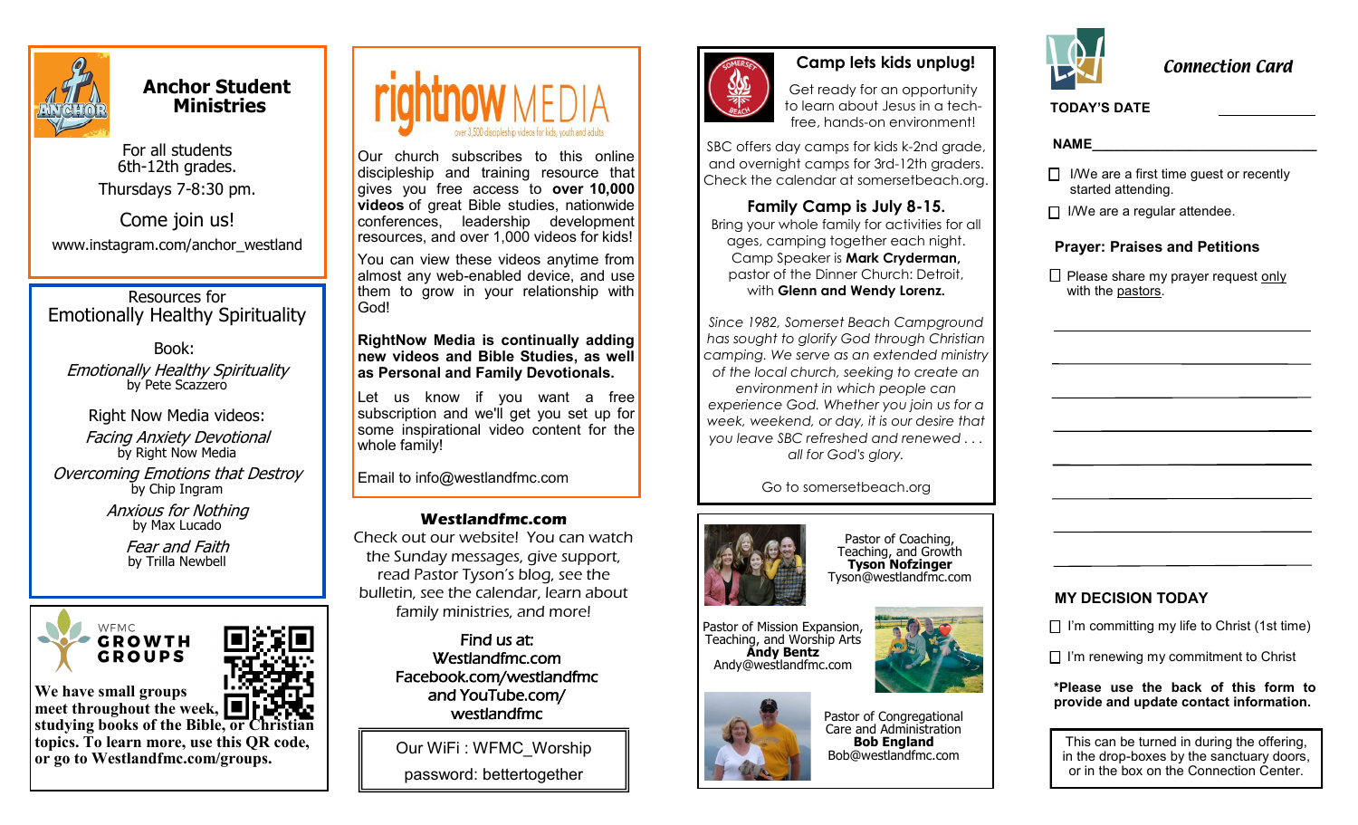## Anchor Student Ministries

For all students
6th-12th grades.
Thursdays 7-8:30 pm.

Come join us!

www.instagram.com/anchor_westland

## Resources for Emotionally Healthy Spirituality

Book:
*Emotionally Healthy Spirituality*
by Pete Scazzero

Right Now Media videos:

*Facing Anxiety Devotional*
by Right Now Media

*Overcoming Emotions that Destroy*
by Chip Ingram

*Anxious for Nothing*
by Max Lucado

*Fear and Faith*
by Trilla Newbell

## WFMC GROWTH GROUPS

**We have small groups meet throughout the week, studying books of the Bible, or Christian topics. To learn more, use this QR code, or go to Westlandfmc.com/groups.**

## rightnow MEDIA

over 3,500 discipleship videos for kids, youth and adults

Our church subscribes to this online discipleship and training resource that gives you free access to **over 10,000 videos** of great Bible studies, nationwide conferences, leadership development resources, and over 1,000 videos for kids!

You can view these videos anytime from almost any web-enabled device, and use them to grow in your relationship with God!

**RightNow Media is continually adding new videos and Bible Studies, as well as Personal and Family Devotionals.**

Let us know if you want a free subscription and we'll get you set up for some inspirational video content for the whole family!

Email to info@westlandfmc.com

## Westlandfmc.com

Check out our website! You can watch the Sunday messages, give support, read Pastor Tyson's blog, see the bulletin, see the calendar, learn about family ministries, and more!

Find us at:
Westlandfmc.com
Facebook.com/westlandfmc
and YouTube.com/westlandfmc

Our WiFi : WFMC_Worship
password: bettertogether

## Camp lets kids unplug!

Get ready for an opportunity to learn about Jesus in a tech-free, hands-on environment!

SBC offers day camps for kids k-2nd grade, and overnight camps for 3rd-12th graders. Check the calendar at somersetbeach.org.

### Family Camp is July 8-15.

Bring your whole family for activities for all ages, camping together each night. Camp Speaker is **Mark Cryderman**, pastor of the Dinner Church: Detroit, with **Glenn and Wendy Lorenz.**

*Since 1982, Somerset Beach Campground has sought to glorify God through Christian camping. We serve as an extended ministry of the local church, seeking to create an environment in which people can experience God. Whether you join us for a week, weekend, or day, it is our desire that you leave SBC refreshed and renewed . . . all for God's glory.*

Go to somersetbeach.org

Pastor of Coaching, Teaching, and Growth
**Tyson Nofzinger**
Tyson@westlandfmc.com

Pastor of Mission Expansion, Teaching, and Worship Arts
**Andy Bentz**
Andy@westlandfmc.com

Pastor of Congregational Care and Administration
**Bob England**
Bob@westlandfmc.com

## Connection Card

**TODAY'S DATE** ____________

**NAME** ______________________________

☐ I/We are a first time guest or recently started attending.

☐ I/We are a regular attendee.

### Prayer: Praises and Petitions

☐ Please share my prayer request <u>only</u> with the <u>pastors</u>.

______________________________
______________________________
______________________________
______________________________
______________________________
______________________________
______________________________
______________________________

### MY DECISION TODAY

☐ I'm committing my life to Christ (1st time)

☐ I'm renewing my commitment to Christ

***Please use the back of this form to provide and update contact information.**

This can be turned in during the offering, in the drop-boxes by the sanctuary doors, or in the box on the Connection Center.